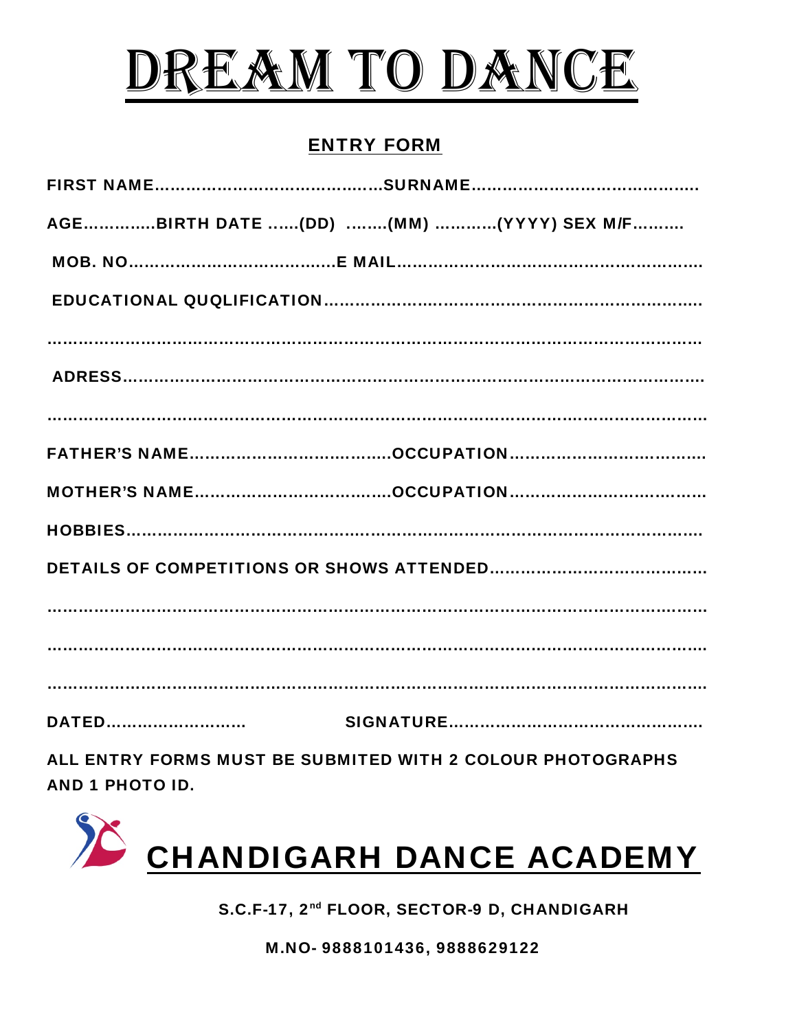# DREAM TO DANCE

## ENTRY FORM

**FIRST NAME……………………………………SURNAME……………………………………**

**AGE…………BIRTH DATE ……(DD) ……..(MM) …………(YYYY) SEX M/F……….**

**MOB. NO…………………………………E MAIL…………………………………………………**

**EDUCATIONAL QUQLIFICATION…………………………………………………………………**

**……………………………………………………………………………………………………………**

**ADRESS………………………………………………………………………………………………**

**……………………………………………………………………………………………………………**

**FATHER'S NAME…………………………………OCCUPATION………………………………**

**MOTHER'S NAME………………………………OCCUPATION………………………………**

**HOBBIES………………………………………………………………………………………………**

**DETAILS OF COMPETITIONS OR SHOWS ATTENDED……………………………………**

**……………………………………………………………………………………………………………**

**……………………………………………………………………………………………………………**

**……………………………………………………………………………………………………………**

**DATED……………………… SIGNATURE…………………………………………**

**ALL ENTRY FORMS MUST BE SUBMITED WITH 2 COLOUR PHOTOGRAPHS AND 1 PHOTO ID.**

## CHANDIGARH DANCE ACADEMY

**S.C.F-17, 2nd FLOOR, SECTOR-9 D, CHANDIGARH**

**M.NO- 9888101436, 9888629122**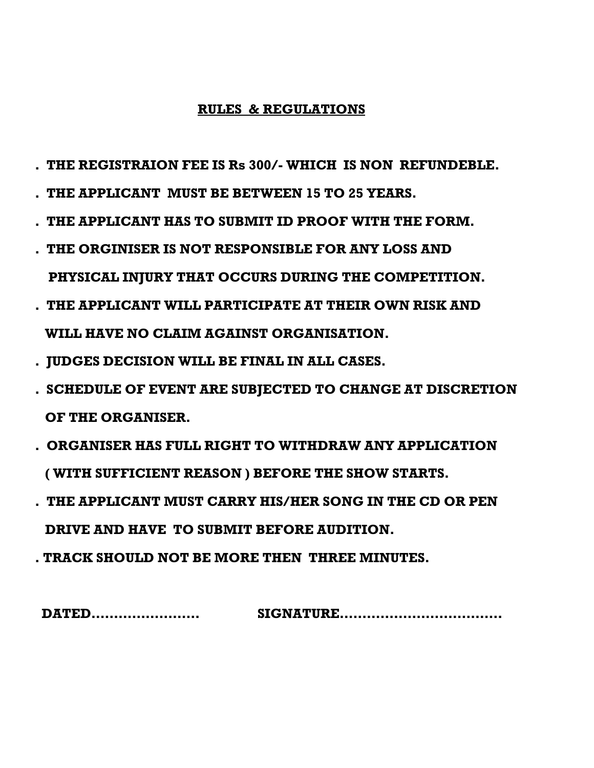# RULES & REGULATIONS

- THE REGISTRAION FEE IS Rs 300/- WHICH IS NON REFUNDEBLE.
- THE APPLICANT MUST BE BETWEEN 15 TO 25 YEARS.
- THE APPLICANT HAS TO SUBMIT ID PROOF WITH THE FORM.
- THE ORGINISER IS NOT RESPONSIBLE FOR ANY LOSS AND PHYSICAL INJURY THAT OCCURS DURING THE COMPETITION.
- THE APPLICANT WILL PARTICIPATE AT THEIR OWN RISK AND WILL HAVE NO CLAIM AGAINST ORGANISATION.
- JUDGES DECISION WILL BE FINAL IN ALL CASES.
- SCHEDULE OF EVENT ARE SUBJECTED TO CHANGE AT DISCRETION OF THE ORGANISER.
- ORGANISER HAS FULL RIGHT TO WITHDRAW ANY APPLICATION ( WITH SUFFICIENT REASON ) BEFORE THE SHOW STARTS.
- THE APPLICANT MUST CARRY HIS/HER SONG IN THE CD OR PEN DRIVE AND HAVE TO SUBMIT BEFORE AUDITION.
- TRACK SHOULD NOT BE MORE THEN THREE MINUTES.

**DATED.......................** **SIGNATURE..................................**